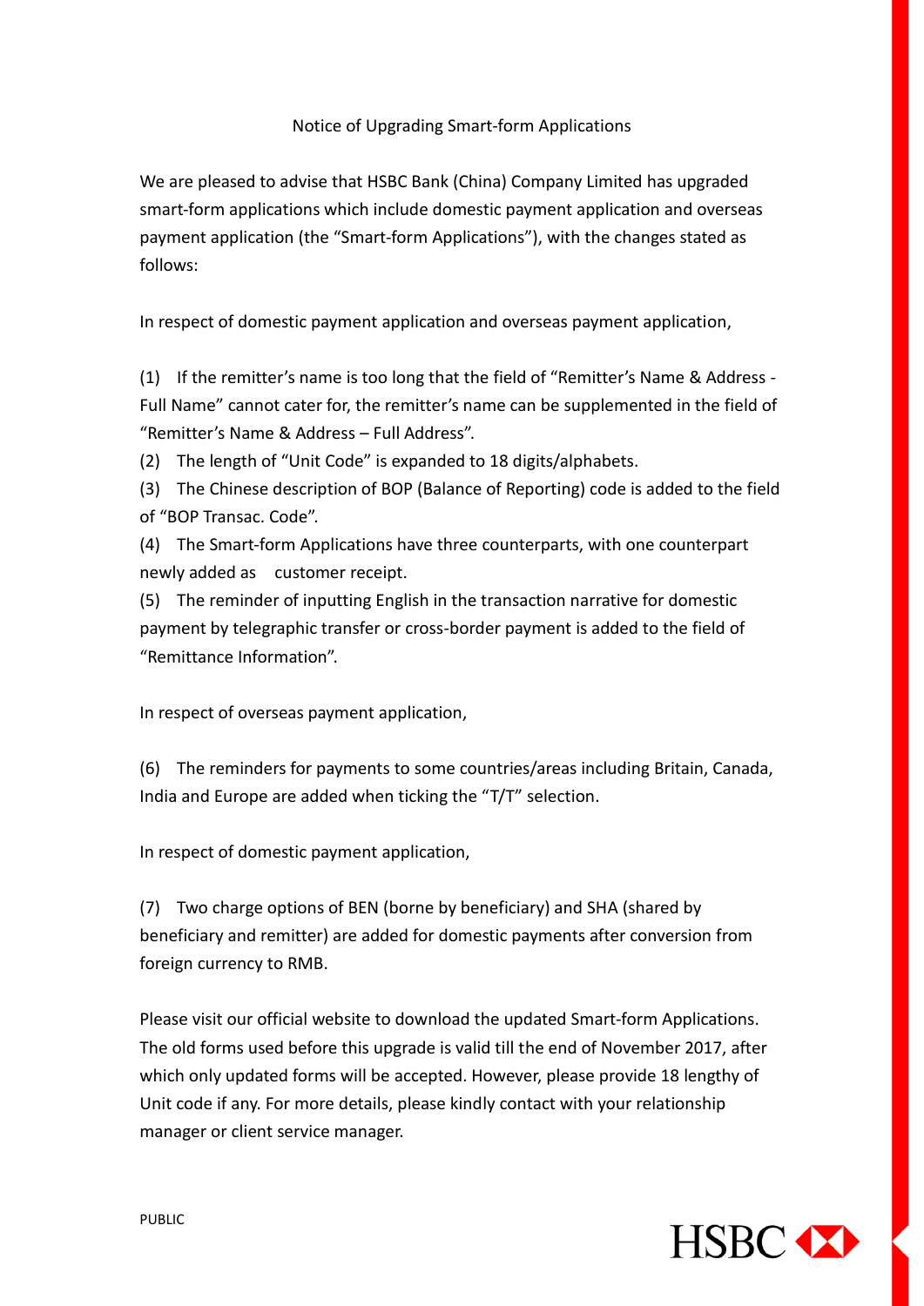# Notice of Upgrading Smart-form Applications

We are pleased to advise that HSBC Bank (China) Company Limited has upgraded smart-form applications which include domestic payment application and overseas payment application (the "Smart-form Applications"), with the changes stated as follows:

In respect of domestic payment application and overseas payment application,

(1) If the remitter's name is too long that the field of "Remitter's Name & Address - Full Name" cannot cater for, the remitter's name can be supplemented in the field of "Remitter's Name & Address – Full Address".

(2) The length of "Unit Code" is expanded to 18 digits/alphabets.

(3) The Chinese description of BOP (Balance of Reporting) code is added to the field of "BOP Transac. Code".

(4) The Smart-form Applications have three counterparts, with one counterpart newly added as customer receipt.

(5) The reminder of inputting English in the transaction narrative for domestic payment by telegraphic transfer or cross-border payment is added to the field of "Remittance Information".

In respect of overseas payment application,

(6) The reminders for payments to some countries/areas including Britain, Canada, India and Europe are added when ticking the "T/T" selection.

In respect of domestic payment application,

(7) Two charge options of BEN (borne by beneficiary) and SHA (shared by beneficiary and remitter) are added for domestic payments after conversion from foreign currency to RMB.

Please visit our official website to download the updated Smart-form Applications. The old forms used before this upgrade is valid till the end of November 2017, after which only updated forms will be accepted. However, please provide 18 lengthy of Unit code if any. For more details, please kindly contact with your relationship manager or client service manager.

PUBLIC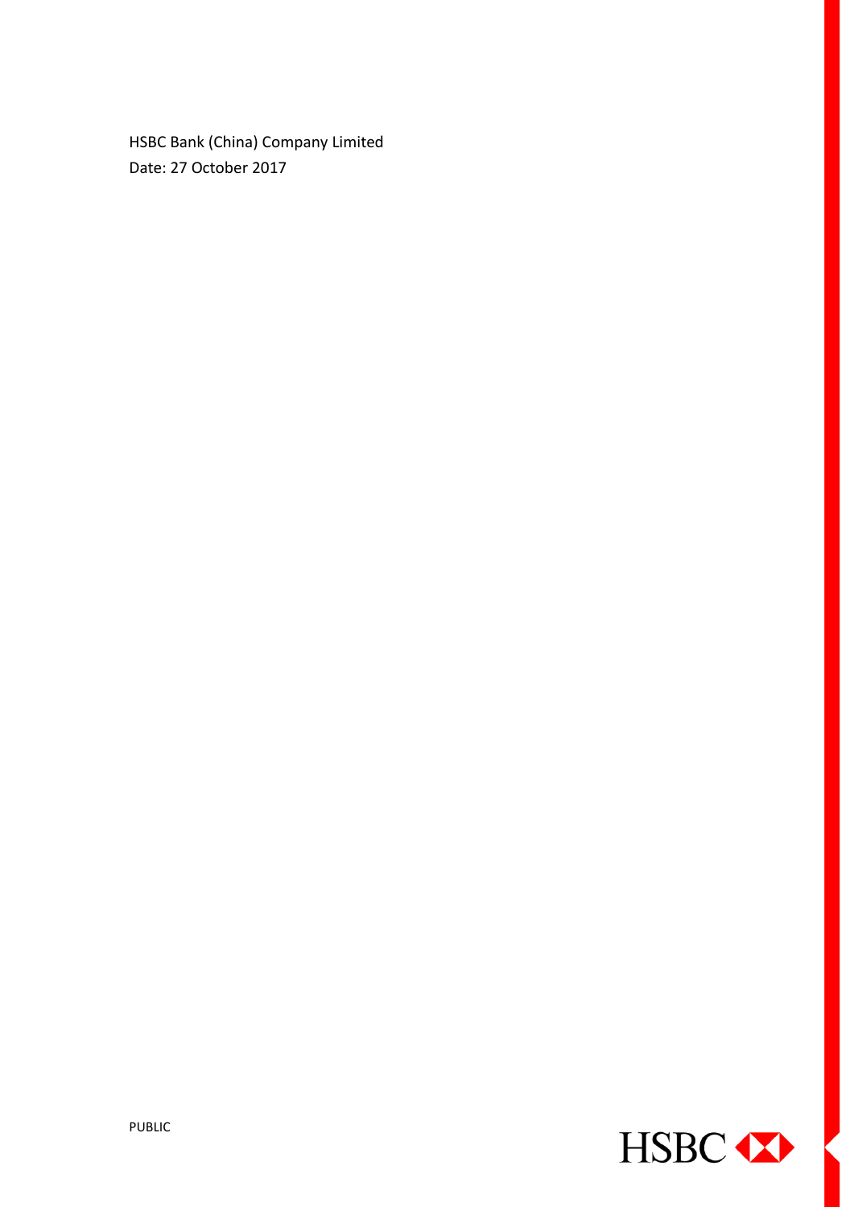HSBC Bank (China) Company Limited

Date: 27 October 2017

PUBLIC